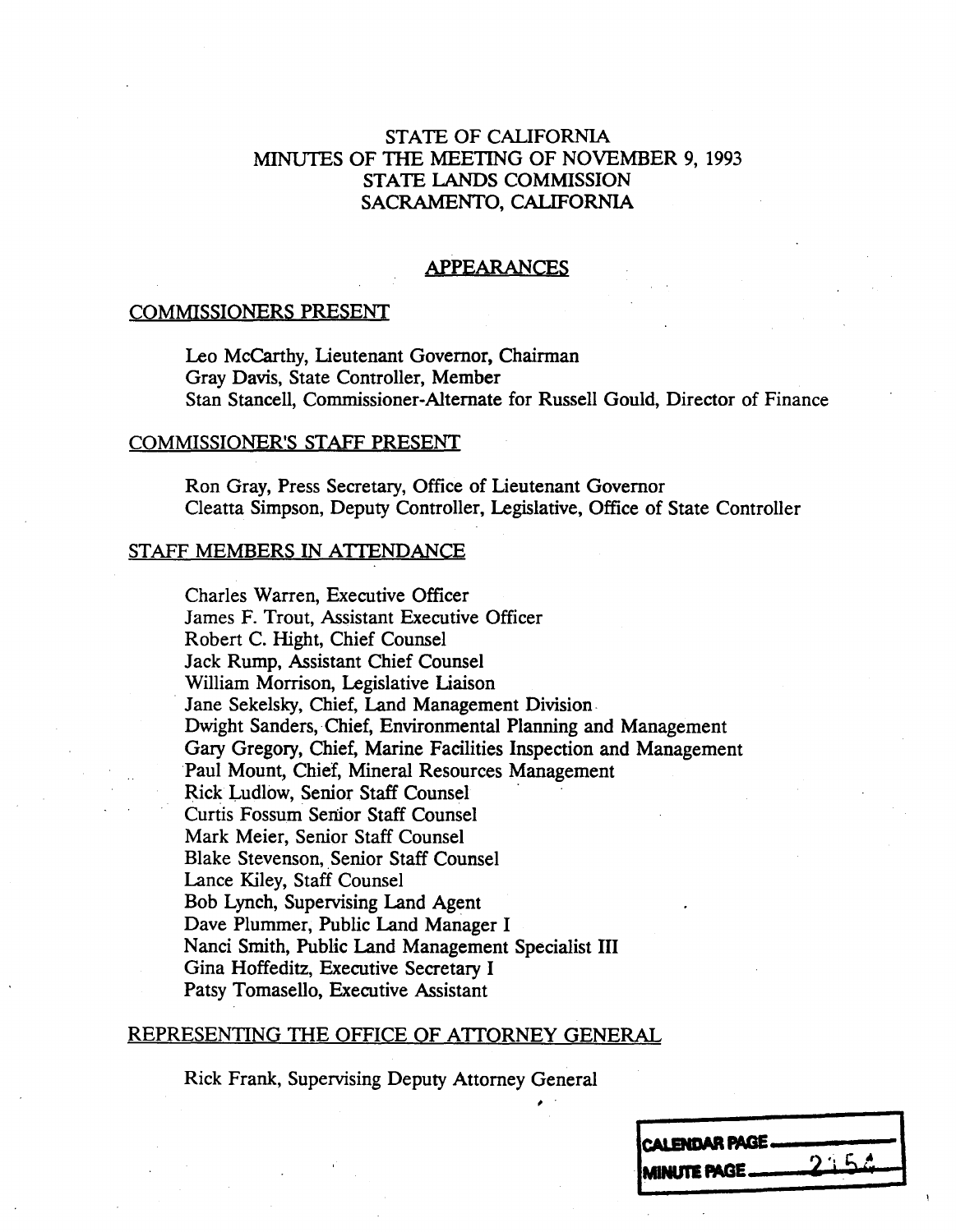# STATE OF CALIFORNIA
# MINUTES OF THE MEETING OF NOVEMBER 9, 1993
# STATE LANDS COMMISSION
# SACRAMENTO, CALIFORNIA

## APPEARANCES

### COMMISSIONERS PRESENT

Leo McCarthy, Lieutenant Governor, Chairman
Gray Davis, State Controller, Member
Stan Stancell, Commissioner-Alternate for Russell Gould, Director of Finance

### COMMISSIONER'S STAFF PRESENT

Ron Gray, Press Secretary, Office of Lieutenant Governor
Cleatta Simpson, Deputy Controller, Legislative, Office of State Controller

### STAFF MEMBERS IN ATTENDANCE

Charles Warren, Executive Officer
James F. Trout, Assistant Executive Officer
Robert C. Hight, Chief Counsel
Jack Rump, Assistant Chief Counsel
William Morrison, Legislative Liaison
Jane Sekelsky, Chief, Land Management Division
Dwight Sanders, Chief, Environmental Planning and Management
Gary Gregory, Chief, Marine Facilities Inspection and Management
Paul Mount, Chief, Mineral Resources Management
Rick Ludlow, Senior Staff Counsel
Curtis Fossum Senior Staff Counsel
Mark Meier, Senior Staff Counsel
Blake Stevenson, Senior Staff Counsel
Lance Kiley, Staff Counsel
Bob Lynch, Supervising Land Agent
Dave Plummer, Public Land Manager I
Nanci Smith, Public Land Management Specialist III
Gina Hoffeditz, Executive Secretary I
Patsy Tomasello, Executive Assistant

### REPRESENTING THE OFFICE OF ATTORNEY GENERAL

Rick Frank, Supervising Deputy Attorney General

CALENDAR PAGE
MINUTE PAGE 2154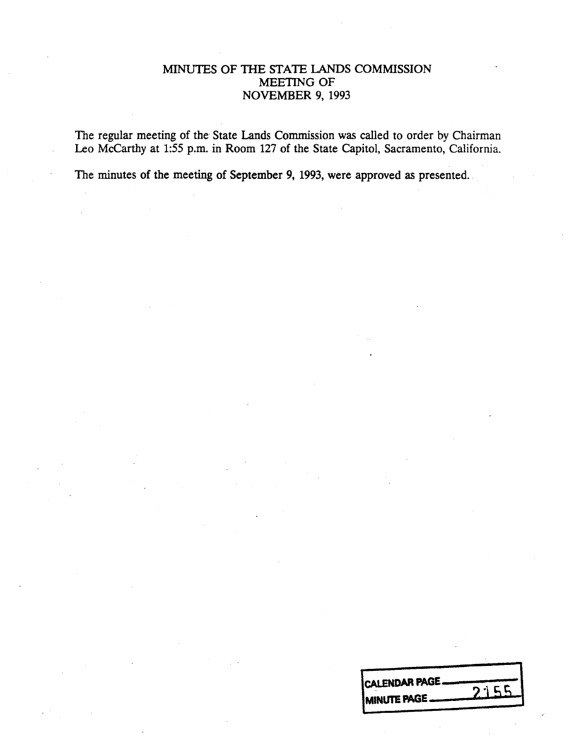# MINUTES OF THE STATE LANDS COMMISSION MEETING OF NOVEMBER 9, 1993

The regular meeting of the State Lands Commission was called to order by Chairman Leo McCarthy at 1:55 p.m. in Room 127 of the State Capitol, Sacramento, California.

The minutes of the meeting of September 9, 1993, were approved as presented.

| CALENDAR PAGE | |
|---|---|
| MINUTE PAGE | 2155 |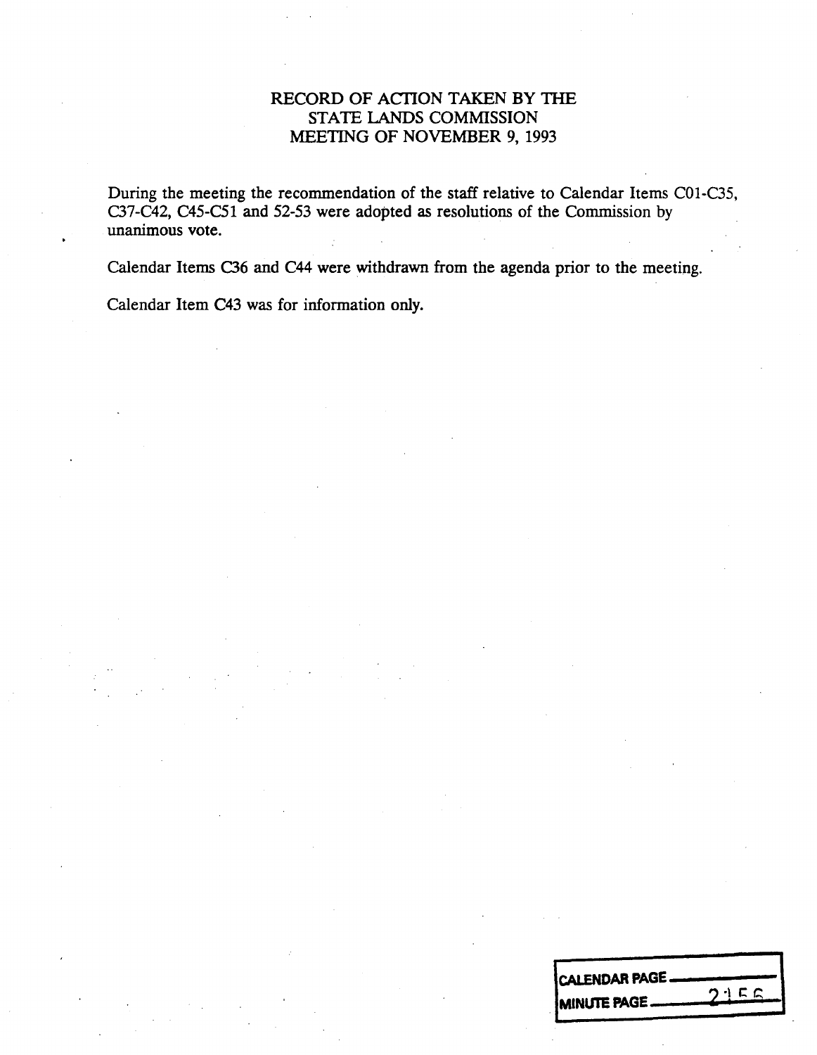# RECORD OF ACTION TAKEN BY THE STATE LANDS COMMISSION MEETING OF NOVEMBER 9, 1993

During the meeting the recommendation of the staff relative to Calendar Items C01-C35, C37-C42, C45-C51 and 52-53 were adopted as resolutions of the Commission by unanimous vote.

Calendar Items C36 and C44 were withdrawn from the agenda prior to the meeting.

Calendar Item C43 was for information only.

CALENDAR PAGE ______
MINUTE PAGE 2156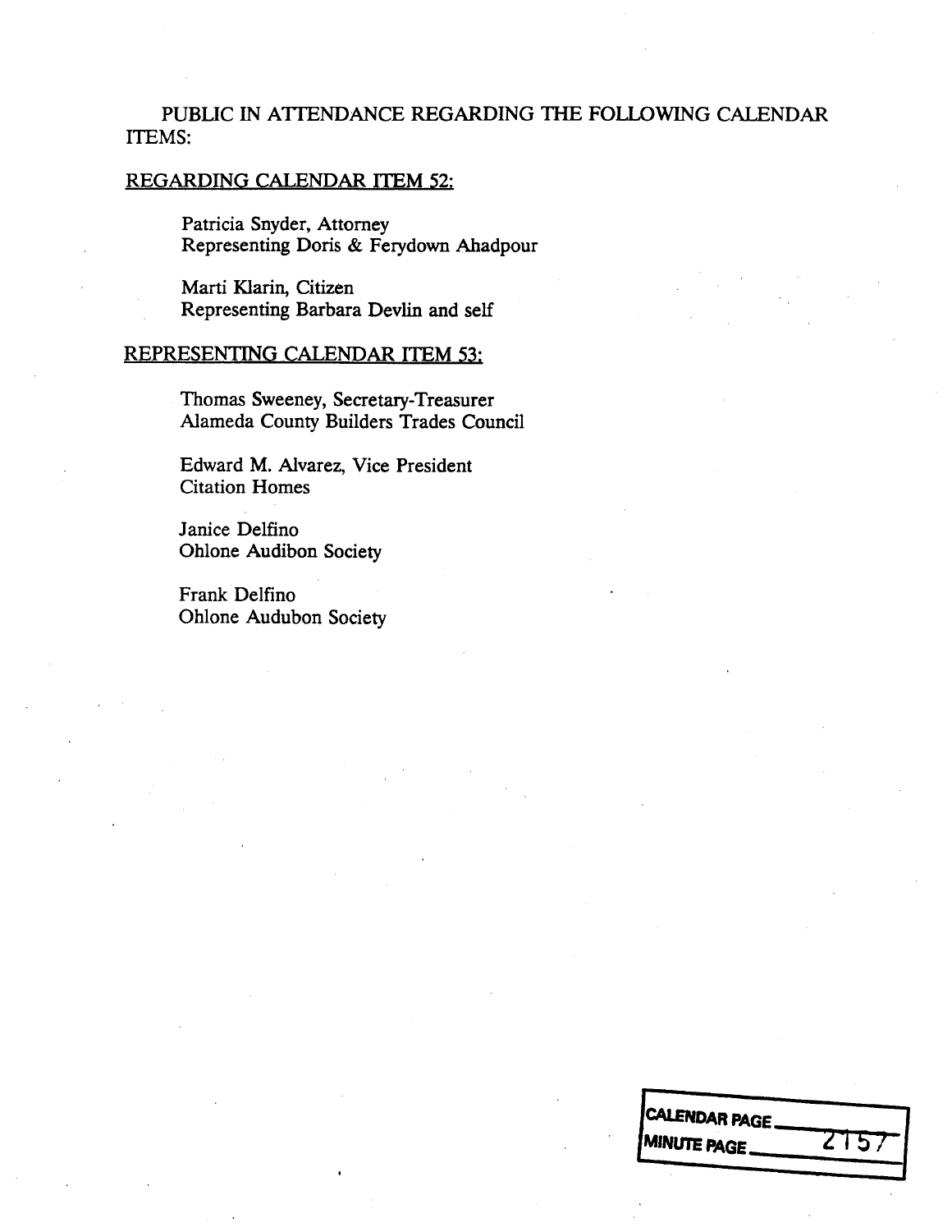PUBLIC IN ATTENDANCE REGARDING THE FOLLOWING CALENDAR ITEMS:

REGARDING CALENDAR ITEM 52:

Patricia Snyder, Attorney
Representing Doris & Ferydown Ahadpour

Marti Klarin, Citizen
Representing Barbara Devlin and self

REPRESENTING CALENDAR ITEM 53:

Thomas Sweeney, Secretary-Treasurer
Alameda County Builders Trades Council

Edward M. Alvarez, Vice President
Citation Homes

Janice Delfino
Ohlone Audibon Society

Frank Delfino
Ohlone Audubon Society

CALENDAR PAGE
MINUTE PAGE 2157